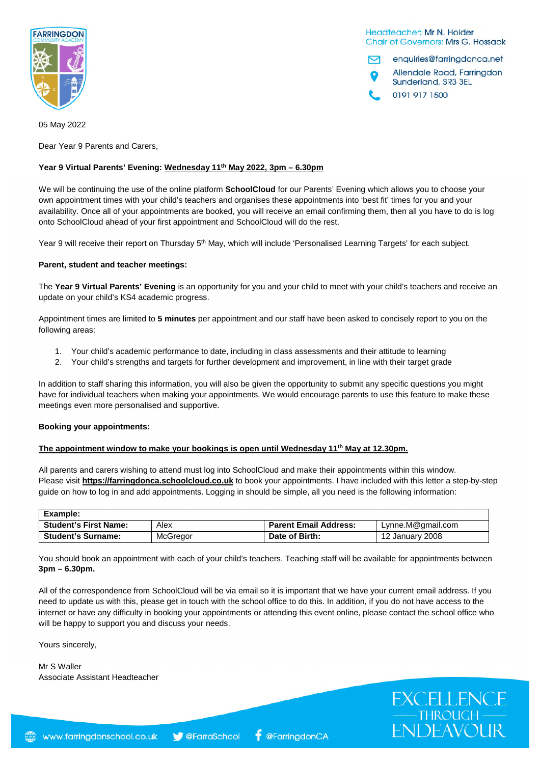Headteacher: Mr N. Holder
Chair of Governors: Mrs G. Hossack

enquiries@farringdonca.net
Allendale Road, Farringdon
Sunderland, SR3 3EL
0191 917 1500

05 May 2022

Dear Year 9 Parents and Carers,

**Year 9 Virtual Parents' Evening: Wednesday 11th May 2022, 3pm – 6.30pm**

We will be continuing the use of the online platform **SchoolCloud** for our Parents' Evening which allows you to choose your own appointment times with your child's teachers and organises these appointments into 'best fit' times for you and your availability. Once all of your appointments are booked, you will receive an email confirming them, then all you have to do is log onto SchoolCloud ahead of your first appointment and SchoolCloud will do the rest.

Year 9 will receive their report on Thursday 5th May, which will include 'Personalised Learning Targets' for each subject.

**Parent, student and teacher meetings:**

The **Year 9 Virtual Parents' Evening** is an opportunity for you and your child to meet with your child's teachers and receive an update on your child's KS4 academic progress.

Appointment times are limited to **5 minutes** per appointment and our staff have been asked to concisely report to you on the following areas:

1. Your child's academic performance to date, including in class assessments and their attitude to learning
2. Your child's strengths and targets for further development and improvement, in line with their target grade

In addition to staff sharing this information, you will also be given the opportunity to submit any specific questions you might have for individual teachers when making your appointments. We would encourage parents to use this feature to make these meetings even more personalised and supportive.

**Booking your appointments:**

**The appointment window to make your bookings is open until Wednesday 11th May at 12.30pm.**

All parents and carers wishing to attend must log into SchoolCloud and make their appointments within this window. Please visit **https://farringdonca.schoolcloud.co.uk** to book your appointments. I have included with this letter a step-by-step guide on how to log in and add appointments. Logging in should be simple, all you need is the following information:

| **Example:** | | | |
|---|---|---|---|
| **Student's First Name:** | Alex | **Parent Email Address:** | Lynne.M@gmail.com |
| **Student's Surname:** | McGregor | **Date of Birth:** | 12 January 2008 |

You should book an appointment with each of your child's teachers. Teaching staff will be available for appointments between **3pm – 6.30pm.**

All of the correspondence from SchoolCloud will be via email so it is important that we have your current email address. If you need to update us with this, please get in touch with the school office to do this. In addition, if you do not have access to the internet or have any difficulty in booking your appointments or attending this event online, please contact the school office who will be happy to support you and discuss your needs.

Yours sincerely,

Mr S Waller
Associate Assistant Headteacher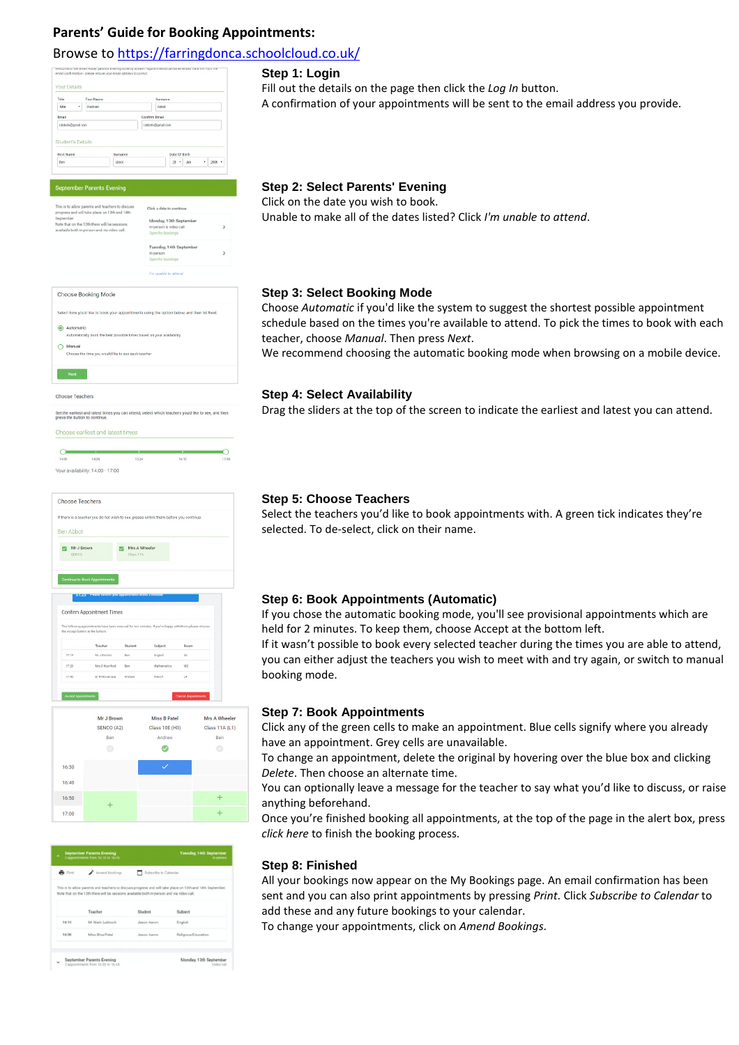**Parents' Guide for Booking Appointments:**

Browse to [https://farringdonca.schoolcloud.co.uk/](https://farringdonca.schoolcloud.co.uk/)

### Step 1: Login

Fill out the details on the page then click the *Log In* button.

A confirmation of your appointments will be sent to the email address you provide.

### Step 2: Select Parents' Evening

Click on the date you wish to book.

Unable to make all of the dates listed? Click *I'm unable to attend*.

### Step 3: Select Booking Mode

Choose *Automatic* if you'd like the system to suggest the shortest possible appointment schedule based on the times you're available to attend. To pick the times to book with each teacher, choose *Manual*. Then press *Next*.

We recommend choosing the automatic booking mode when browsing on a mobile device.

### Step 4: Select Availability

Drag the sliders at the top of the screen to indicate the earliest and latest you can attend.

### Step 5: Choose Teachers

Select the teachers you'd like to book appointments with. A green tick indicates they're selected. To de-select, click on their name.

### Step 6: Book Appointments (Automatic)

If you chose the automatic booking mode, you'll see provisional appointments which are held for 2 minutes. To keep them, choose Accept at the bottom left.

If it wasn't possible to book every selected teacher during the times you are able to attend, you can either adjust the teachers you wish to meet with and try again, or switch to manual booking mode.

### Step 7: Book Appointments

Click any of the green cells to make an appointment. Blue cells signify where you already have an appointment. Grey cells are unavailable.

To change an appointment, delete the original by hovering over the blue box and clicking *Delete*. Then choose an alternate time.

You can optionally leave a message for the teacher to say what you'd like to discuss, or raise anything beforehand.

Once you're finished booking all appointments, at the top of the page in the alert box, press *click here* to finish the booking process.

### Step 8: Finished

All your bookings now appear on the My Bookings page. An email confirmation has been sent and you can also print appointments by pressing *Print*. Click *Subscribe to Calendar* to add these and any future bookings to your calendar.

To change your appointments, click on *Amend Bookings*.